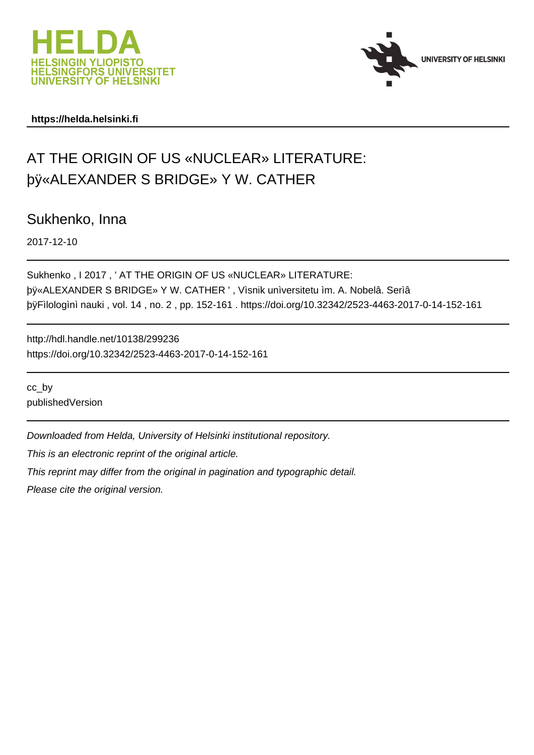https://helda.helsinki.fi

# AT THE ORIGIN OF US «NUCLEAR» LITERATURE: þÿ«ALEXANDER S BRIDGE» Y W. CATHER

Sukhenko, Inna

2017-12-10

Sukhenko , I 2017 , ' AT THE ORIGIN OF US «NUCLEAR» LITERATURE: þÿ«ALEXANDER S BRIDGE» Y W. CATHER ' , Vìsnik unìversitetu ìm. A. Nobelâ. Serìâ þÿFìlologìnì nauki , vol. 14 , no. 2 , pp. 152-161 . https://doi.org/10.32342/2523-4463-2017-0-14-152-161

http://hdl.handle.net/10138/299236
https://doi.org/10.32342/2523-4463-2017-0-14-152-161

cc_by
publishedVersion

*Downloaded from Helda, University of Helsinki institutional repository.*

*This is an electronic reprint of the original article.*

*This reprint may differ from the original in pagination and typographic detail.*

*Please cite the original version.*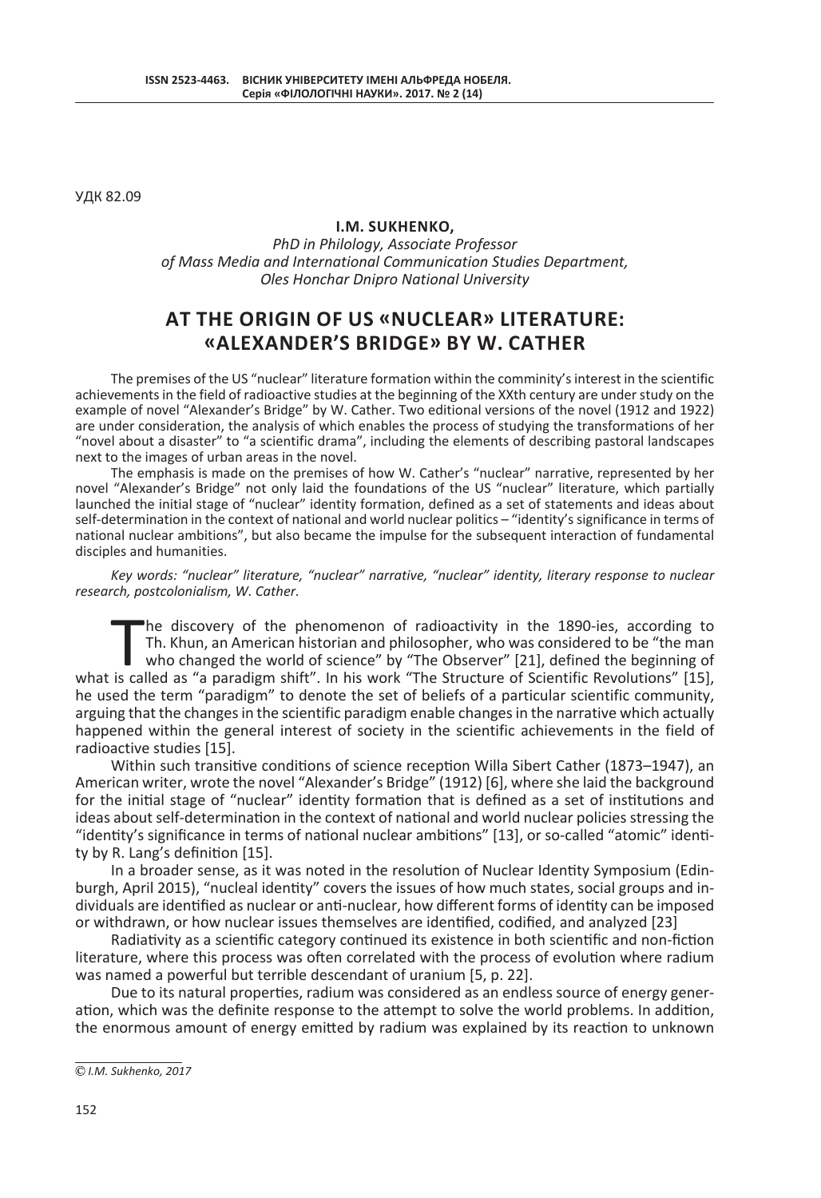УДК 82.09

**I.M. SUKHENKO,**

*PhD in Philology, Associate Professor*
*of Mass Media and International Communication Studies Department,*
*Oles Honchar Dnipro National University*

# AT THE ORIGIN OF US «NUCLEAR» LITERATURE: «ALEXANDER'S BRIDGE» BY W. CATHER

The premises of the US "nuclear" literature formation within the comminity's interest in the scientific achievements in the field of radioactive studies at the beginning of the XXth century are under study on the example of novel "Alexander's Bridge" by W. Cather. Two editional versions of the novel (1912 and 1922) are under consideration, the analysis of which enables the process of studying the transformations of her "novel about a disaster" to "a scientific drama", including the elements of describing pastoral landscapes next to the images of urban areas in the novel.

The emphasis is made on the premises of how W. Cather's "nuclear" narrative, represented by her novel "Alexander's Bridge" not only laid the foundations of the US "nuclear" literature, which partially launched the initial stage of "nuclear" identity formation, defined as a set of statements and ideas about self-determination in the context of national and world nuclear politics – "identity's significance in terms of national nuclear ambitions", but also became the impulse for the subsequent interaction of fundamental disciples and humanities.

*Key words: "nuclear" literature, "nuclear" narrative, "nuclear" identity, literary response to nuclear research, postcolonialism, W. Cather.*

The discovery of the phenomenon of radioactivity in the 1890-ies, according to Th. Khun, an American historian and philosopher, who was considered to be "the man who changed the world of science" by "The Observer" [21], defined the beginning of what is called as "a paradigm shift". In his work "The Structure of Scientific Revolutions" [15], he used the term "paradigm" to denote the set of beliefs of a particular scientific community, arguing that the changes in the scientific paradigm enable changes in the narrative which actually happened within the general interest of society in the scientific achievements in the field of radioactive studies [15].

Within such transitive conditions of science reception Willa Sibert Cather (1873–1947), an American writer, wrote the novel "Alexander's Bridge" (1912) [6], where she laid the background for the initial stage of "nuclear" identity formation that is defined as a set of institutions and ideas about self-determination in the context of national and world nuclear policies stressing the "identity's significance in terms of national nuclear ambitions" [13], or so-called "atomic" identity by R. Lang's definition [15].

In a broader sense, as it was noted in the resolution of Nuclear Identity Symposium (Edinburgh, April 2015), "nucleal identity" covers the issues of how much states, social groups and individuals are identified as nuclear or anti-nuclear, how different forms of identity can be imposed or withdrawn, or how nuclear issues themselves are identified, codified, and analyzed [23]

Radiativity as a scientific category continued its existence in both scientific and non-fiction literature, where this process was often correlated with the process of evolution where radium was named a powerful but terrible descendant of uranium [5, p. 22].

Due to its natural properties, radium was considered as an endless source of energy generation, which was the definite response to the attempt to solve the world problems. In addition, the enormous amount of energy emitted by radium was explained by its reaction to unknown

---

*© I.M. Sukhenko, 2017*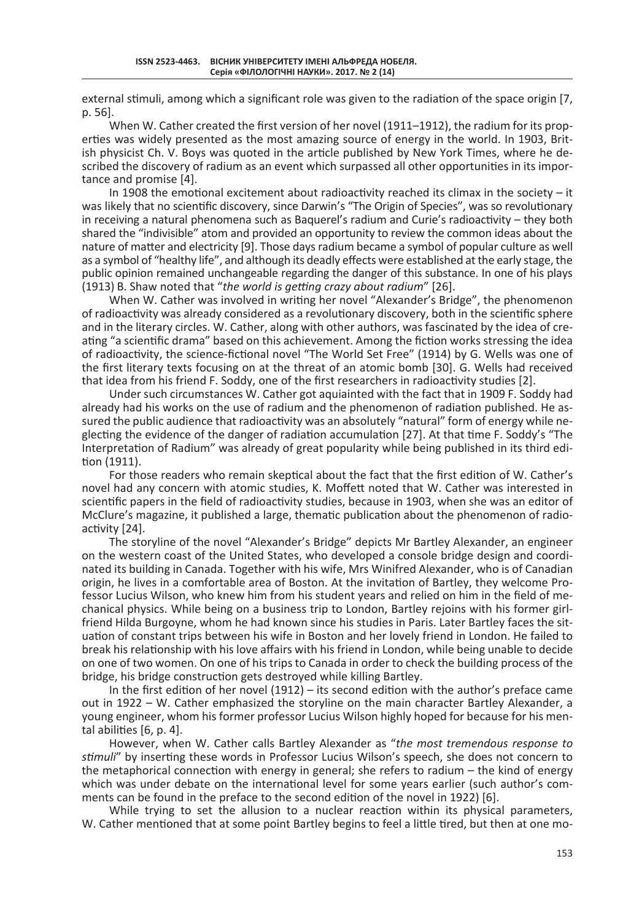external stimuli, among which a significant role was given to the radiation of the space origin [7, p. 56].

When W. Cather created the first version of her novel (1911–1912), the radium for its properties was widely presented as the most amazing source of energy in the world. In 1903, British physicist Ch. V. Boys was quoted in the article published by New York Times, where he described the discovery of radium as an event which surpassed all other opportunities in its importance and promise [4].

In 1908 the emotional excitement about radioactivity reached its climax in the society – it was likely that no scientific discovery, since Darwin's "The Origin of Species", was so revolutionary in receiving a natural phenomena such as Baquerel's radium and Curie's radioactivity – they both shared the "indivisible" atom and provided an opportunity to review the common ideas about the nature of matter and electricity [9]. Those days radium became a symbol of popular culture as well as a symbol of "healthy life", and although its deadly effects were established at the early stage, the public opinion remained unchangeable regarding the danger of this substance. In one of his plays (1913) B. Shaw noted that "*the world is getting crazy about radium*" [26].

When W. Cather was involved in writing her novel "Alexander's Bridge", the phenomenon of radioactivity was already considered as a revolutionary discovery, both in the scientific sphere and in the literary circles. W. Cather, along with other authors, was fascinated by the idea of creating "a scientific drama" based on this achievement. Among the fiction works stressing the idea of radioactivity, the science-fictional novel "The World Set Free" (1914) by G. Wells was one of the first literary texts focusing on at the threat of an atomic bomb [30]. G. Wells had received that idea from his friend F. Soddy, one of the first researchers in radioactivity studies [2].

Under such circumstances W. Cather got aquiainted with the fact that in 1909 F. Soddy had already had his works on the use of radium and the phenomenon of radiation published. He assured the public audience that radioactivity was an absolutely "natural" form of energy while neglecting the evidence of the danger of radiation accumulation [27]. At that time F. Soddy's "The Interpretation of Radium" was already of great popularity while being published in its third edition (1911).

For those readers who remain skeptical about the fact that the first edition of W. Cather's novel had any concern with atomic studies, K. Moffett noted that W. Cather was interested in scientific papers in the field of radioactivity studies, because in 1903, when she was an editor of McClure's magazine, it published a large, thematic publication about the phenomenon of radioactivity [24].

The storyline of the novel "Alexander's Bridge" depicts Mr Bartley Alexander, an engineer on the western coast of the United States, who developed a console bridge design and coordinated its building in Canada. Together with his wife, Mrs Winifred Alexander, who is of Canadian origin, he lives in a comfortable area of Boston. At the invitation of Bartley, they welcome Professor Lucius Wilson, who knew him from his student years and relied on him in the field of mechanical physics. While being on a business trip to London, Bartley rejoins with his former girlfriend Hilda Burgoyne, whom he had known since his studies in Paris. Later Bartley faces the situation of constant trips between his wife in Boston and her lovely friend in London. He failed to break his relationship with his love affairs with his friend in London, while being unable to decide on one of two women. On one of his trips to Canada in order to check the building process of the bridge, his bridge construction gets destroyed while killing Bartley.

In the first edition of her novel (1912) – its second edition with the author's preface came out in 1922 – W. Cather emphasized the storyline on the main character Bartley Alexander, a young engineer, whom his former professor Lucius Wilson highly hoped for because for his mental abilities [6, p. 4].

However, when W. Cather calls Bartley Alexander as "*the most tremendous response to stimuli*" by inserting these words in Professor Lucius Wilson's speech, she does not concern to the metaphorical connection with energy in general; she refers to radium – the kind of energy which was under debate on the international level for some years earlier (such author's comments can be found in the preface to the second edition of the novel in 1922) [6].

While trying to set the allusion to a nuclear reaction within its physical parameters, W. Cather mentioned that at some point Bartley begins to feel a little tired, but then at one mo-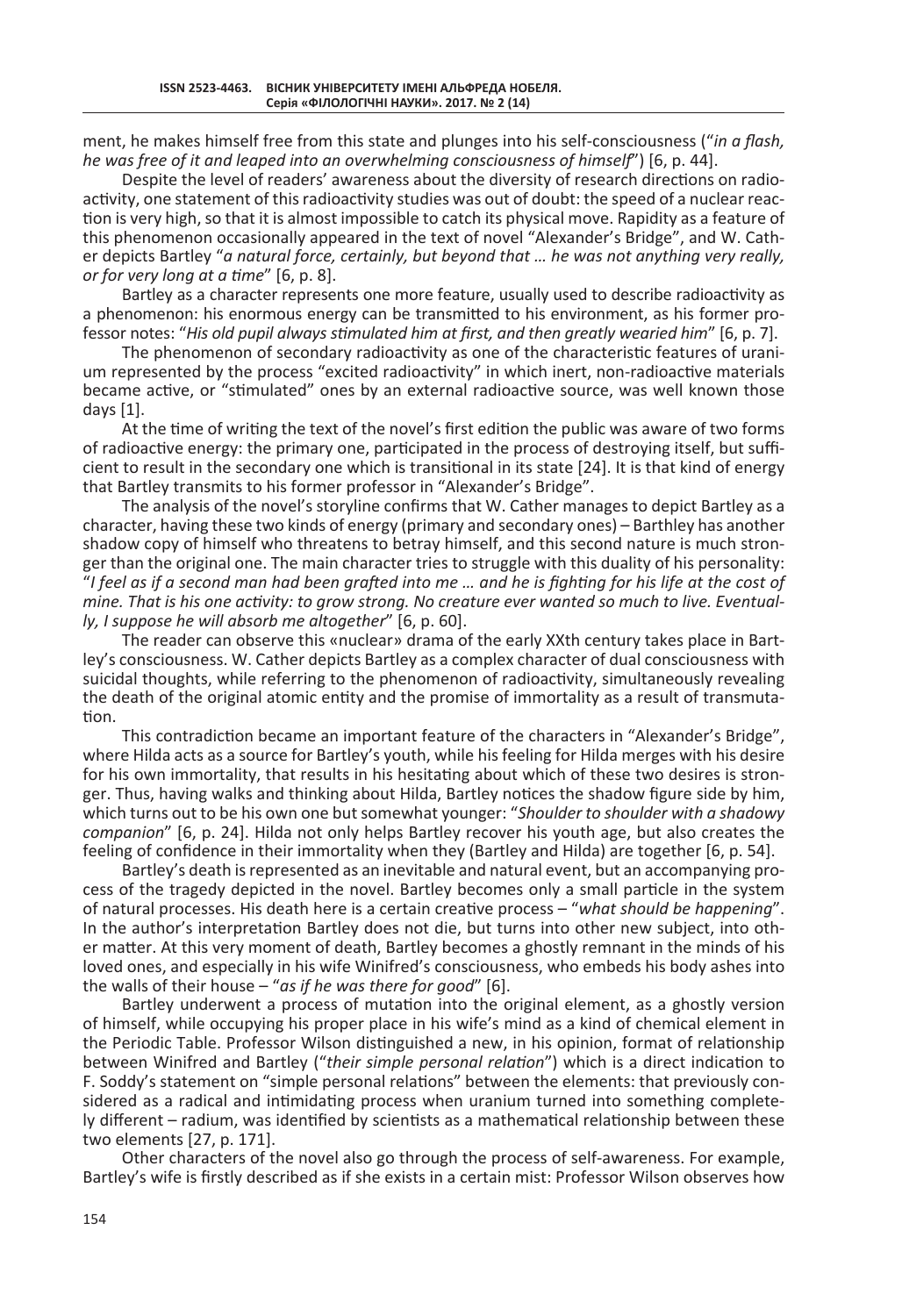ment, he makes himself free from this state and plunges into his self-consciousness ("*in a flash, he was free of it and leaped into an overwhelming consciousness of himself*") [6, p. 44].

Despite the level of readers' awareness about the diversity of research directions on radioactivity, one statement of this radioactivity studies was out of doubt: the speed of a nuclear reaction is very high, so that it is almost impossible to catch its physical move. Rapidity as a feature of this phenomenon occasionally appeared in the text of novel "Alexander's Bridge", and W. Cather depicts Bartley "*a natural force, certainly, but beyond that … he was not anything very really, or for very long at a time*" [6, p. 8].

Bartley as a character represents one more feature, usually used to describe radioactivity as a phenomenon: his enormous energy can be transmitted to his environment, as his former professor notes: "*His old pupil always stimulated him at first, and then greatly wearied him*" [6, p. 7].

The phenomenon of secondary radioactivity as one of the characteristic features of uranium represented by the process "excited radioactivity" in which inert, non-radioactive materials became active, or "stimulated" ones by an external radioactive source, was well known those days [1].

At the time of writing the text of the novel's first edition the public was aware of two forms of radioactive energy: the primary one, participated in the process of destroying itself, but sufficient to result in the secondary one which is transitional in its state [24]. It is that kind of energy that Bartley transmits to his former professor in "Alexander's Bridge".

The analysis of the novel's storyline confirms that W. Cather manages to depict Bartley as a character, having these two kinds of energy (primary and secondary ones) – Barthley has another shadow copy of himself who threatens to betray himself, and this second nature is much stronger than the original one. The main character tries to struggle with this duality of his personality: "*I feel as if a second man had been grafted into me … and he is fighting for his life at the cost of mine. That is his one activity: to grow strong. No creature ever wanted so much to live. Eventually, I suppose he will absorb me altogether*" [6, p. 60].

The reader can observe this «nuclear» drama of the early XXth century takes place in Bartley's consciousness. W. Cather depicts Bartley as a complex character of dual consciousness with suicidal thoughts, while referring to the phenomenon of radioactivity, simultaneously revealing the death of the original atomic entity and the promise of immortality as a result of transmutation.

This contradiction became an important feature of the characters in "Alexander's Bridge", where Hilda acts as a source for Bartley's youth, while his feeling for Hilda merges with his desire for his own immortality, that results in his hesitating about which of these two desires is stronger. Thus, having walks and thinking about Hilda, Bartley notices the shadow figure side by him, which turns out to be his own one but somewhat younger: "*Shoulder to shoulder with a shadowy companion*" [6, p. 24]. Hilda not only helps Bartley recover his youth age, but also creates the feeling of confidence in their immortality when they (Bartley and Hilda) are together [6, p. 54].

Bartley's death is represented as an inevitable and natural event, but an accompanying process of the tragedy depicted in the novel. Bartley becomes only a small particle in the system of natural processes. His death here is a certain creative process – "*what should be happening*". In the author's interpretation Bartley does not die, but turns into other new subject, into other matter. At this very moment of death, Bartley becomes a ghostly remnant in the minds of his loved ones, and especially in his wife Winifred's consciousness, who embeds his body ashes into the walls of their house – "*as if he was there for good*" [6].

Bartley underwent a process of mutation into the original element, as a ghostly version of himself, while occupying his proper place in his wife's mind as a kind of chemical element in the Periodic Table. Professor Wilson distinguished a new, in his opinion, format of relationship between Winifred and Bartley ("*their simple personal relation*") which is a direct indication to F. Soddy's statement on "simple personal relations" between the elements: that previously considered as a radical and intimidating process when uranium turned into something completely different – radium, was identified by scientists as a mathematical relationship between these two elements [27, p. 171].

Other characters of the novel also go through the process of self-awareness. For example, Bartley's wife is firstly described as if she exists in a certain mist: Professor Wilson observes how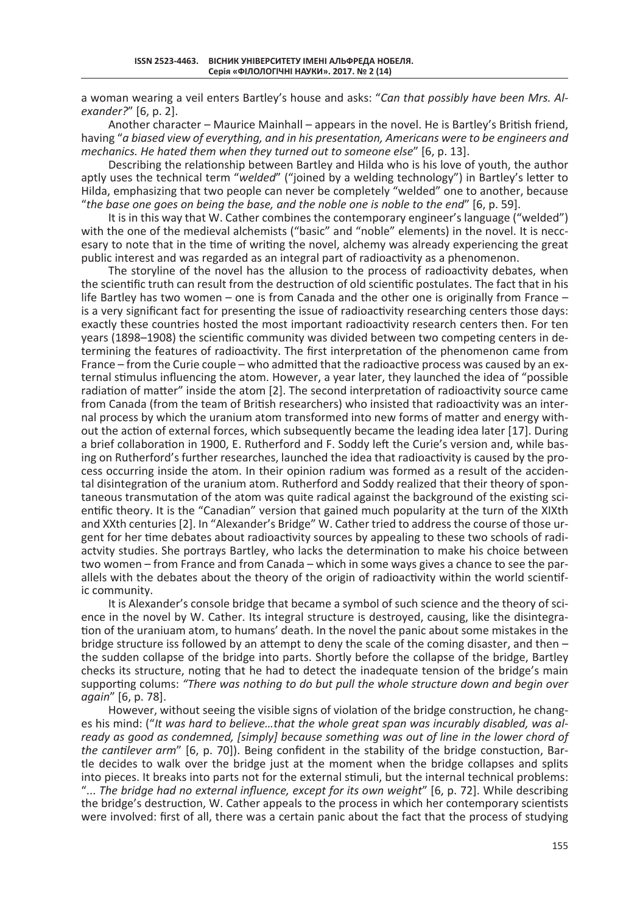a woman wearing a veil enters Bartley's house and asks: "*Can that possibly have been Mrs. Alexander?*" [6, p. 2].

Another character – Maurice Mainhall – appears in the novel. He is Bartley's British friend, having "*a biased view of everything, and in his presentation, Americans were to be engineers and mechanics. He hated them when they turned out to someone else*" [6, p. 13].

Describing the relationship between Bartley and Hilda who is his love of youth, the author aptly uses the technical term "*welded*" ("joined by a welding technology") in Bartley's letter to Hilda, emphasizing that two people can never be completely "welded" one to another, because "*the base one goes on being the base, and the noble one is noble to the end*" [6, p. 59].

It is in this way that W. Cather combines the contemporary engineer's language ("welded") with the one of the medieval alchemists ("basic" and "noble" elements) in the novel. It is neccesary to note that in the time of writing the novel, alchemy was already experiencing the great public interest and was regarded as an integral part of radioactivity as a phenomenon.

The storyline of the novel has the allusion to the process of radioactivity debates, when the scientific truth can result from the destruction of old scientific postulates. The fact that in his life Bartley has two women – one is from Canada and the other one is originally from France – is a very significant fact for presenting the issue of radioactivity researching centers those days: exactly these countries hosted the most important radioactivity research centers then. For ten years (1898–1908) the scientific community was divided between two competing centers in determining the features of radioactivity. The first interpretation of the phenomenon came from France – from the Curie couple – who admitted that the radioactive process was caused by an external stimulus influencing the atom. However, a year later, they launched the idea of "possible radiation of matter" inside the atom [2]. The second interpretation of radioactivity source came from Canada (from the team of British researchers) who insisted that radioactivity was an internal process by which the uranium atom transformed into new forms of matter and energy without the action of external forces, which subsequently became the leading idea later [17]. During a brief collaboration in 1900, E. Rutherford and F. Soddy left the Curie's version and, while basing on Rutherford's further researches, launched the idea that radioactivity is caused by the process occurring inside the atom. In their opinion radium was formed as a result of the accidental disintegration of the uranium atom. Rutherford and Soddy realized that their theory of spontaneous transmutation of the atom was quite radical against the background of the existing scientific theory. It is the "Canadian" version that gained much popularity at the turn of the XIXth and XXth centuries [2]. In "Alexander's Bridge" W. Cather tried to address the course of those urgent for her time debates about radioactivity sources by appealing to these two schools of radiactvity studies. She portrays Bartley, who lacks the determination to make his choice between two women – from France and from Canada – which in some ways gives a chance to see the parallels with the debates about the theory of the origin of radioactivity within the world scientific community.

It is Alexander's console bridge that became a symbol of such science and the theory of science in the novel by W. Cather. Its integral structure is destroyed, causing, like the disintegration of the uraniuam atom, to humans' death. In the novel the panic about some mistakes in the bridge structure iss followed by an attempt to deny the scale of the coming disaster, and then – the sudden collapse of the bridge into parts. Shortly before the collapse of the bridge, Bartley checks its structure, noting that he had to detect the inadequate tension of the bridge's main supporting colums: *"There was nothing to do but pull the whole structure down and begin over again*" [6, p. 78].

However, without seeing the visible signs of violation of the bridge construction, he changes his mind: ("*It was hard to believe…that the whole great span was incurably disabled, was already as good as condemned, [simply] because something was out of line in the lower chord of the cantilever arm*" [6, p. 70]). Being confident in the stability of the bridge constuction, Bartle decides to walk over the bridge just at the moment when the bridge collapses and splits into pieces. It breaks into parts not for the external stimuli, but the internal technical problems: "*... The bridge had no external influence, except for its own weight*" [6, p. 72]. While describing the bridge's destruction, W. Cather appeals to the process in which her contemporary scientists were involved: first of all, there was a certain panic about the fact that the process of studying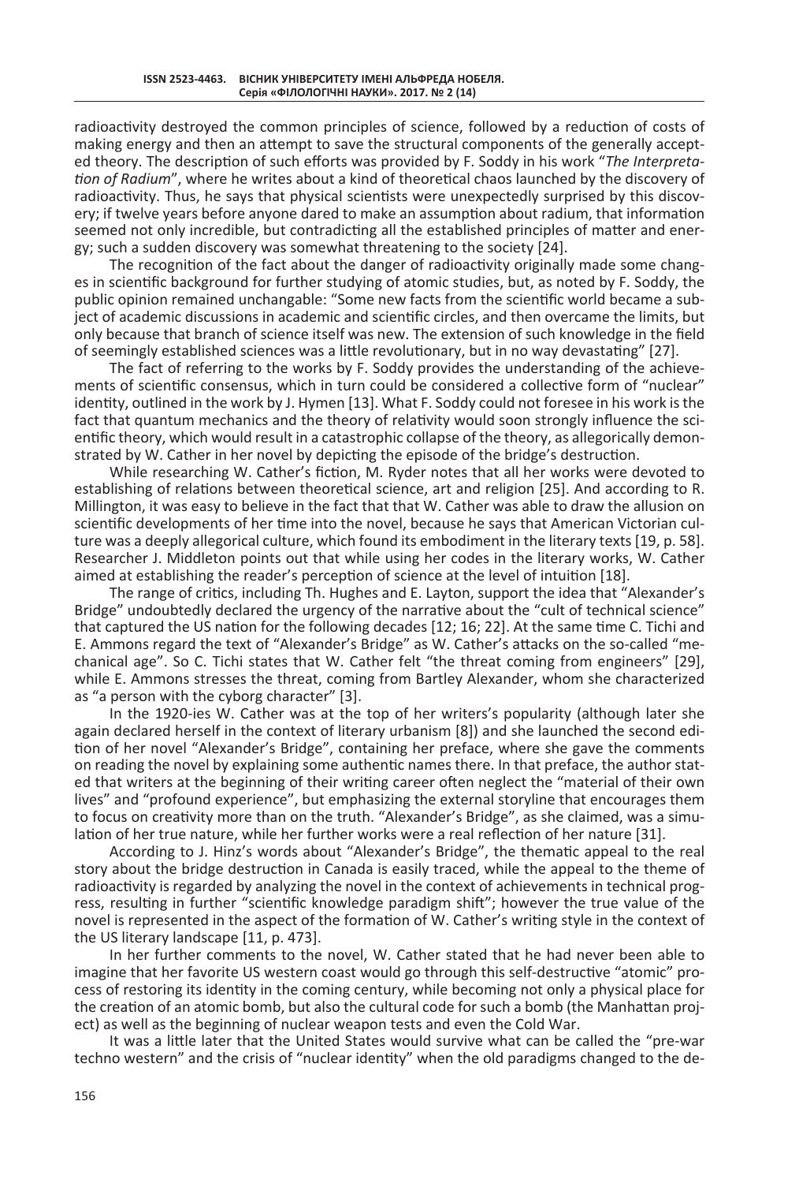radioactivity destroyed the common principles of science, followed by a reduction of costs of making energy and then an attempt to save the structural components of the generally accepted theory. The description of such efforts was provided by F. Soddy in his work "*The Interpretation of Radium*", where he writes about a kind of theoretical chaos launched by the discovery of radioactivity. Thus, he says that physical scientists were unexpectedly surprised by this discovery; if twelve years before anyone dared to make an assumption about radium, that information seemed not only incredible, but contradicting all the established principles of matter and energy; such a sudden discovery was somewhat threatening to the society [24].

The recognition of the fact about the danger of radioactivity originally made some changes in scientific background for further studying of atomic studies, but, as noted by F. Soddy, the public opinion remained unchangable: "Some new facts from the scientific world became a subject of academic discussions in academic and scientific circles, and then overcame the limits, but only because that branch of science itself was new. The extension of such knowledge in the field of seemingly established sciences was a little revolutionary, but in no way devastating" [27].

The fact of referring to the works by F. Soddy provides the understanding of the achievements of scientific consensus, which in turn could be considered a collective form of "nuclear" identity, outlined in the work by J. Hymen [13]. What F. Soddy could not foresee in his work is the fact that quantum mechanics and the theory of relativity would soon strongly influence the scientific theory, which would result in a catastrophic collapse of the theory, as allegorically demonstrated by W. Cather in her novel by depicting the episode of the bridge's destruction.

While researching W. Cather's fiction, M. Ryder notes that all her works were devoted to establishing of relations between theoretical science, art and religion [25]. And according to R. Millington, it was easy to believe in the fact that that W. Cather was able to draw the allusion on scientific developments of her time into the novel, because he says that American Victorian culture was a deeply allegorical culture, which found its embodiment in the literary texts [19, p. 58]. Researcher J. Middleton points out that while using her codes in the literary works, W. Cather aimed at establishing the reader's perception of science at the level of intuition [18].

The range of critics, including Th. Hughes and E. Layton, support the idea that "Alexander's Bridge" undoubtedly declared the urgency of the narrative about the "cult of technical science" that captured the US nation for the following decades [12; 16; 22]. At the same time C. Tichi and E. Ammons regard the text of "Alexander's Bridge" as W. Cather's attacks on the so-called "mechanical age". So C. Tichi states that W. Cather felt "the threat coming from engineers" [29], while E. Ammons stresses the threat, coming from Bartley Alexander, whom she characterized as "a person with the cyborg character" [3].

In the 1920-ies W. Cather was at the top of her writers's popularity (although later she again declared herself in the context of literary urbanism [8]) and she launched the second edition of her novel "Alexander's Bridge", containing her preface, where she gave the comments on reading the novel by explaining some authentic names there. In that preface, the author stated that writers at the beginning of their writing career often neglect the "material of their own lives" and "profound experience", but emphasizing the external storyline that encourages them to focus on creativity more than on the truth. "Alexander's Bridge", as she claimed, was a simulation of her true nature, while her further works were a real reflection of her nature [31].

According to J. Hinz's words about "Alexander's Bridge", the thematic appeal to the real story about the bridge destruction in Canada is easily traced, while the appeal to the theme of radioactivity is regarded by analyzing the novel in the context of achievements in technical progress, resulting in further "scientific knowledge paradigm shift"; however the true value of the novel is represented in the aspect of the formation of W. Cather's writing style in the context of the US literary landscape [11, p. 473].

In her further comments to the novel, W. Cather stated that he had never been able to imagine that her favorite US western coast would go through this self-destructive "atomic" process of restoring its identity in the coming century, while becoming not only a physical place for the creation of an atomic bomb, but also the cultural code for such a bomb (the Manhattan project) as well as the beginning of nuclear weapon tests and even the Cold War.

It was a little later that the United States would survive what can be called the "pre-war techno western" and the crisis of "nuclear identity" when the old paradigms changed to the de-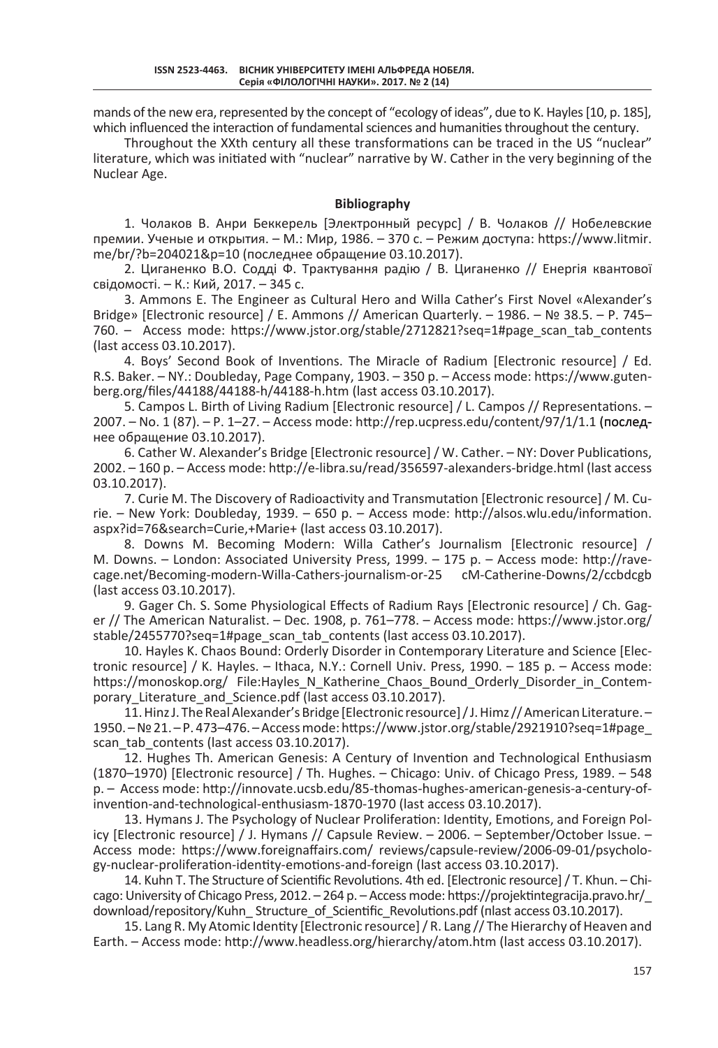mands of the new era, represented by the concept of "ecology of ideas", due to K. Hayles [10, p. 185], which influenced the interaction of fundamental sciences and humanities throughout the century.

Throughout the XXth century all these transformations can be traced in the US "nuclear" literature, which was initiated with "nuclear" narrative by W. Cather in the very beginning of the Nuclear Age.

## Bibliography

1. Чолаков В. Анри Беккерель [Электронный ресурс] / В. Чолаков // Нобелевские премии. Ученые и открытия. – М.: Мир, 1986. – 370 с. – Режим доступа: https://www.litmir.me/br/?b=204021&p=10 (последнее обращение 03.10.2017).

2. Циганенко В.О. Содді Ф. Трактування радію / В. Циганенко // Енергія квантової свідомості. – К.: Кий, 2017. – 345 с.

3. Ammons E. The Engineer as Cultural Hero and Willa Cather's First Novel «Alexander's Bridge» [Electronic resource] / E. Ammons // American Quarterly. – 1986. – № 38.5. – P. 745–760. – Access mode: https://www.jstor.org/stable/2712821?seq=1#page_scan_tab_contents (last access 03.10.2017).

4. Boys' Second Book of Inventions. The Miracle of Radium [Electronic resource] / Ed. R.S. Baker. – NY.: Doubleday, Page Company, 1903. – 350 p. – Access mode: https://www.gutenberg.org/files/44188/44188-h/44188-h.htm (last access 03.10.2017).

5. Campos L. Birth of Living Radium [Electronic resource] / L. Campos // Representations. – 2007. – No. 1 (87). – P. 1–27. – Access mode: http://rep.ucpress.edu/content/97/1/1.1 (последнее обращение 03.10.2017).

6. Cather W. Alexander's Bridge [Electronic resource] / W. Cather. – NY: Dover Publications, 2002. – 160 p. – Access mode: http://e-libra.su/read/356597-alexanders-bridge.html (last access 03.10.2017).

7. Curie M. The Discovery of Radioactivity and Transmutation [Electronic resource] / M. Curie. – New York: Doubleday, 1939. – 650 p. – Access mode: http://alsos.wlu.edu/information.aspx?id=76&search=Curie,+Marie+ (last access 03.10.2017).

8. Downs M. Becoming Modern: Willa Cather's Journalism [Electronic resource] / M. Downs. – London: Associated University Press, 1999. – 175 p. – Access mode: http://ravecage.net/Becoming-modern-Willa-Cathers-journalism-or-25 cM-Catherine-Downs/2/ccbdcgb (last access 03.10.2017).

9. Gager Ch. S. Some Physiological Effects of Radium Rays [Electronic resource] / Ch. Gager // The American Naturalist. – Dec. 1908, p. 761–778. – Access mode: https://www.jstor.org/stable/2455770?seq=1#page_scan_tab_contents (last access 03.10.2017).

10. Hayles K. Chaos Bound: Orderly Disorder in Contemporary Literature and Science [Electronic resource] / K. Hayles. – Ithaca, N.Y.: Cornell Univ. Press, 1990. – 185 p. – Access mode: https://monoskop.org/ File:Hayles_N_Katherine_Chaos_Bound_Orderly_Disorder_in_Contemporary_Literature_and_Science.pdf (last access 03.10.2017).

11. Hinz J. The Real Alexander's Bridge [Electronic resource] / J. Himz // American Literature. – 1950. – № 21. – P. 473–476. – Access mode: https://www.jstor.org/stable/2921910?seq=1#page_scan_tab_contents (last access 03.10.2017).

12. Hughes Th. American Genesis: A Century of Invention and Technological Enthusiasm (1870–1970) [Electronic resource] / Th. Hughes. – Chicago: Univ. of Chicago Press, 1989. – 548 p. – Access mode: http://innovate.ucsb.edu/85-thomas-hughes-american-genesis-a-century-of-invention-and-technological-enthusiasm-1870-1970 (last access 03.10.2017).

13. Hymans J. The Psychology of Nuclear Proliferation: Identity, Emotions, and Foreign Policy [Electronic resource] / J. Hymans // Capsule Review. – 2006. – September/October Issue. – Access mode: https://www.foreignaffairs.com/ reviews/capsule-review/2006-09-01/psychology-nuclear-proliferation-identity-emotions-and-foreign (last access 03.10.2017).

14. Kuhn T. The Structure of Scientific Revolutions. 4th ed. [Electronic resource] / T. Khun. – Chicago: University of Chicago Press, 2012. – 264 p. – Access mode: https://projektintegracija.pravo.hr/_download/repository/Kuhn_ Structure_of_Scientific_Revolutions.pdf (nlast access 03.10.2017).

15. Lang R. My Atomic Identity [Electronic resource] / R. Lang // The Hierarchy of Heaven and Earth. – Access mode: http://www.headless.org/hierarchy/atom.htm (last access 03.10.2017).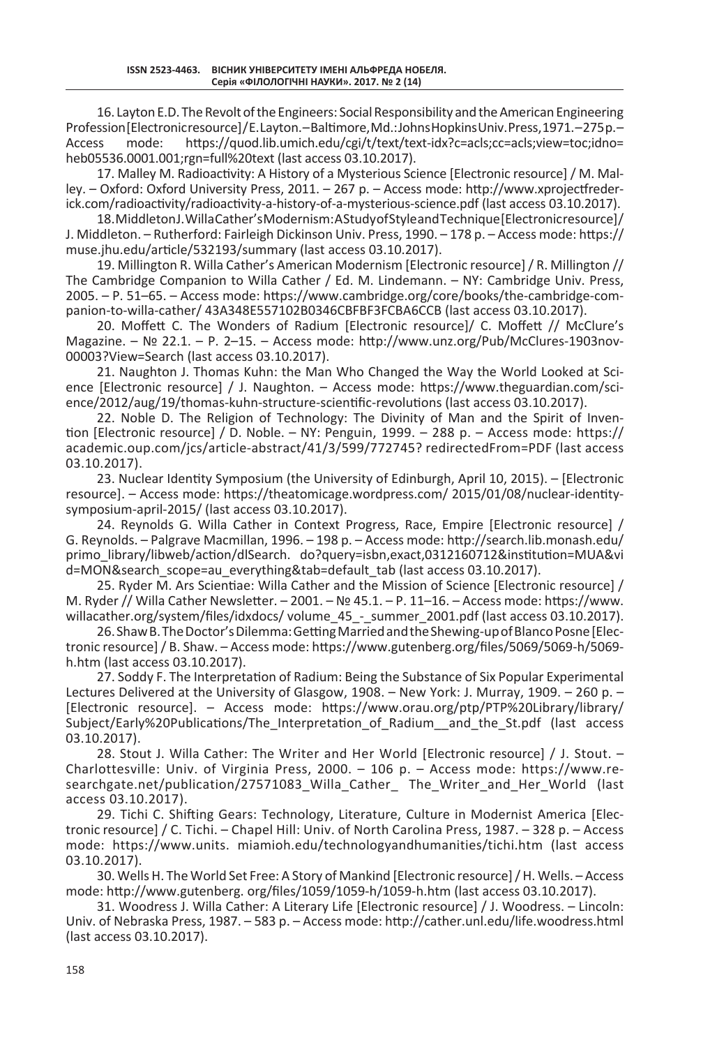16. Layton E.D. The Revolt of the Engineers: Social Responsibility and the American Engineering Profession [Electronic resource] / E. Layton. – Baltimore, Md.: Johns Hopkins Univ. Press, 1971. – 275 p. – Access mode: https://quod.lib.umich.edu/cgi/t/text/text-idx?c=acls;cc=acls;view=toc;idno=heb05536.0001.001;rgn=full%20text (last access 03.10.2017).

17. Malley M. Radioactivity: A History of a Mysterious Science [Electronic resource] / M. Malley. – Oxford: Oxford University Press, 2011. – 267 p. – Access mode: http://www.xprojectfrederick.com/radioactivity/radioactivity-a-history-of-a-mysterious-science.pdf (last access 03.10.2017).

18. Middleton J. Willa Cather's Modernism: A Study of Style and Technique [Electronic resource] / J. Middleton. – Rutherford: Fairleigh Dickinson Univ. Press, 1990. – 178 p. – Access mode: https://muse.jhu.edu/article/532193/summary (last access 03.10.2017).

19. Millington R. Willa Cather's American Modernism [Electronic resource] / R. Millington // The Cambridge Companion to Willa Cather / Ed. M. Lindemann. – NY: Cambridge Univ. Press, 2005. – P. 51–65. – Access mode: https://www.cambridge.org/core/books/the-cambridge-companion-to-willa-cather/ 43A348E557102B0346CBFBF3FCBA6CCB (last access 03.10.2017).

20. Moffett C. The Wonders of Radium [Electronic resource]/ C. Moffett // McClure's Magazine. – № 22.1. – P. 2–15. – Access mode: http://www.unz.org/Pub/McClures-1903nov-00003?View=Search (last access 03.10.2017).

21. Naughton J. Thomas Kuhn: the Man Who Changed the Way the World Looked at Science [Electronic resource] / J. Naughton. – Access mode: https://www.theguardian.com/science/2012/aug/19/thomas-kuhn-structure-scientific-revolutions (last access 03.10.2017).

22. Noble D. The Religion of Technology: The Divinity of Man and the Spirit of Invention [Electronic resource] / D. Noble. – NY: Penguin, 1999. – 288 p. – Access mode: https://academic.oup.com/jcs/article-abstract/41/3/599/772745? redirectedFrom=PDF (last access 03.10.2017).

23. Nuclear Identity Symposium (the University of Edinburgh, April 10, 2015). – [Electronic resource]. – Access mode: https://theatomicage.wordpress.com/ 2015/01/08/nuclear-identity-symposium-april-2015/ (last access 03.10.2017).

24. Reynolds G. Willa Cather in Context Progress, Race, Empire [Electronic resource] / G. Reynolds. – Palgrave Macmillan, 1996. – 198 p. – Access mode: http://search.lib.monash.edu/primo_library/libweb/action/dlSearch. do?query=isbn,exact,0312160712&institution=MUA&vid=MON&search_scope=au_everything&tab=default_tab (last access 03.10.2017).

25. Ryder M. Ars Scientiae: Willa Cather and the Mission of Science [Electronic resource] / M. Ryder // Willa Cather Newsletter. – 2001. – № 45.1. – P. 11–16. – Access mode: https://www.willacather.org/system/files/idxdocs/ volume_45_-_summer_2001.pdf (last access 03.10.2017).

26. Shaw B. The Doctor's Dilemma: Getting Married and the Shewing-up of Blanco Posne [Electronic resource] / B. Shaw. – Access mode: https://www.gutenberg.org/files/5069/5069-h/5069-h.htm (last access 03.10.2017).

27. Soddy F. The Interpretation of Radium: Being the Substance of Six Popular Experimental Lectures Delivered at the University of Glasgow, 1908. – New York: J. Murray, 1909. – 260 p. – [Electronic resource]. – Access mode: https://www.orau.org/ptp/PTP%20Library/library/Subject/Early%20Publications/The_Interpretation_of_Radium__and_the_St.pdf (last access 03.10.2017).

28. Stout J. Willa Cather: The Writer and Her World [Electronic resource] / J. Stout. – Charlottesville: Univ. of Virginia Press, 2000. – 106 p. – Access mode: https://www.researchgate.net/publication/27571083_Willa_Cather_ The_Writer_and_Her_World (last access 03.10.2017).

29. Tichi C. Shifting Gears: Technology, Literature, Culture in Modernist America [Electronic resource] / C. Tichi. – Chapel Hill: Univ. of North Carolina Press, 1987. – 328 p. – Access mode: https://www.units. miamioh.edu/technologyandhumanities/tichi.htm (last access 03.10.2017).

30. Wells H. The World Set Free: A Story of Mankind [Electronic resource] / H. Wells. – Access mode: http://www.gutenberg. org/files/1059/1059-h/1059-h.htm (last access 03.10.2017).

31. Woodress J. Willa Cather: A Literary Life [Electronic resource] / J. Woodress. – Lincoln: Univ. of Nebraska Press, 1987. – 583 p. – Access mode: http://cather.unl.edu/life.woodress.html (last access 03.10.2017).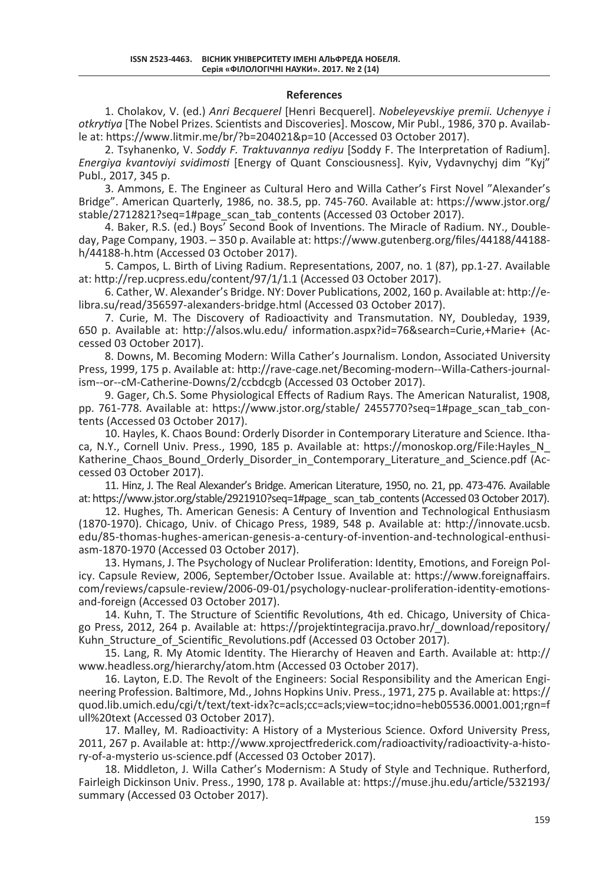## References

1. Cholakov, V. (ed.) *Anri Becquerel* [Henri Becquerel]. *Nobeleyevskiye premii. Uchenyye i otkrytiya* [The Nobel Prizes. Scientists and Discoveries]. Moscow, Mir Publ., 1986, 370 p. Available at: https://www.litmir.me/br/?b=204021&p=10 (Accessed 03 October 2017).

2. Tsyhanenko, V. *Soddy F. Traktuvannya rediyu* [Soddy F. The Interpretation of Radium]. *Energiya kvantoviyi svidimosti* [Energy of Quant Consciousness]. Kyiv, Vydavnychyj dim "Kyj" Publ., 2017, 345 p.

3. Ammons, E. The Engineer as Cultural Hero and Willa Cather's First Novel "Alexander's Bridge". American Quarterly, 1986, no. 38.5, pp. 745-760. Available at: https://www.jstor.org/stable/2712821?seq=1#page_scan_tab_contents (Accessed 03 October 2017).

4. Baker, R.S. (ed.) Boys' Second Book of Inventions. The Miracle of Radium. NY., Doubleday, Page Company, 1903. – 350 p. Available at: https://www.gutenberg.org/files/44188/44188-h/44188-h.htm (Accessed 03 October 2017).

5. Campos, L. Birth of Living Radium. Representations, 2007, no. 1 (87), pp.1-27. Available at: http://rep.ucpress.edu/content/97/1/1.1 (Accessed 03 October 2017).

6. Cather, W. Alexander's Bridge. NY: Dover Publications, 2002, 160 p. Available at: http://e-libra.su/read/356597-alexanders-bridge.html (Accessed 03 October 2017).

7. Curie, M. The Discovery of Radioactivity and Transmutation. NY, Doubleday, 1939, 650 p. Available at: http://alsos.wlu.edu/ information.aspx?id=76&search=Curie,+Marie+ (Accessed 03 October 2017).

8. Downs, M. Becoming Modern: Willa Cather's Journalism. London, Associated University Press, 1999, 175 p. Available at: http://rave-cage.net/Becoming-modern--Willa-Cathers-journalism--or--cM-Catherine-Downs/2/ccbdcgb (Accessed 03 October 2017).

9. Gager, Ch.S. Some Physiological Effects of Radium Rays. The American Naturalist, 1908, pp. 761-778. Available at: https://www.jstor.org/stable/ 2455770?seq=1#page_scan_tab_contents (Accessed 03 October 2017).

10. Hayles, K. Chaos Bound: Orderly Disorder in Contemporary Literature and Science. Ithaca, N.Y., Cornell Univ. Press., 1990, 185 p. Available at: https://monoskop.org/File:Hayles_N_Katherine_Chaos_Bound_Orderly_Disorder_in_Contemporary_Literature_and_Science.pdf (Accessed 03 October 2017).

11. Hinz, J. The Real Alexander's Bridge. American Literature, 1950, no. 21, pp. 473-476. Available at: https://www.jstor.org/stable/2921910?seq=1#page_ scan_tab_contents (Accessed 03 October 2017).

12. Hughes, Th. American Genesis: A Century of Invention and Technological Enthusiasm (1870-1970). Chicago, Univ. of Chicago Press, 1989, 548 p. Available at: http://innovate.ucsb.edu/85-thomas-hughes-american-genesis-a-century-of-invention-and-technological-enthusiasm-1870-1970 (Accessed 03 October 2017).

13. Hymans, J. The Psychology of Nuclear Proliferation: Identity, Emotions, and Foreign Policy. Capsule Review, 2006, September/October Issue. Available at: https://www.foreignaffairs.com/reviews/capsule-review/2006-09-01/psychology-nuclear-proliferation-identity-emotions-and-foreign (Accessed 03 October 2017).

14. Kuhn, T. The Structure of Scientific Revolutions, 4th ed. Chicago, University of Chicago Press, 2012, 264 p. Available at: https://projektintegracija.pravo.hr/_download/repository/Kuhn_Structure_of_Scientific_Revolutions.pdf (Accessed 03 October 2017).

15. Lang, R. My Atomic Identity. The Hierarchy of Heaven and Earth. Available at: http://www.headless.org/hierarchy/atom.htm (Accessed 03 October 2017).

16. Layton, E.D. The Revolt of the Engineers: Social Responsibility and the American Engineering Profession. Baltimore, Md., Johns Hopkins Univ. Press., 1971, 275 p. Available at: https://quod.lib.umich.edu/cgi/t/text/text-idx?c=acls;cc=acls;view=toc;idno=heb05536.0001.001;rgn=full%20text (Accessed 03 October 2017).

17. Malley, M. Radioactivity: A History of a Mysterious Science. Oxford University Press, 2011, 267 p. Available at: http://www.xprojectfrederick.com/radioactivity/radioactivity-a-history-of-a-mysterio us-science.pdf (Accessed 03 October 2017).

18. Middleton, J. Willa Cather's Modernism: A Study of Style and Technique. Rutherford, Fairleigh Dickinson Univ. Press., 1990, 178 p. Available at: https://muse.jhu.edu/article/532193/summary (Accessed 03 October 2017).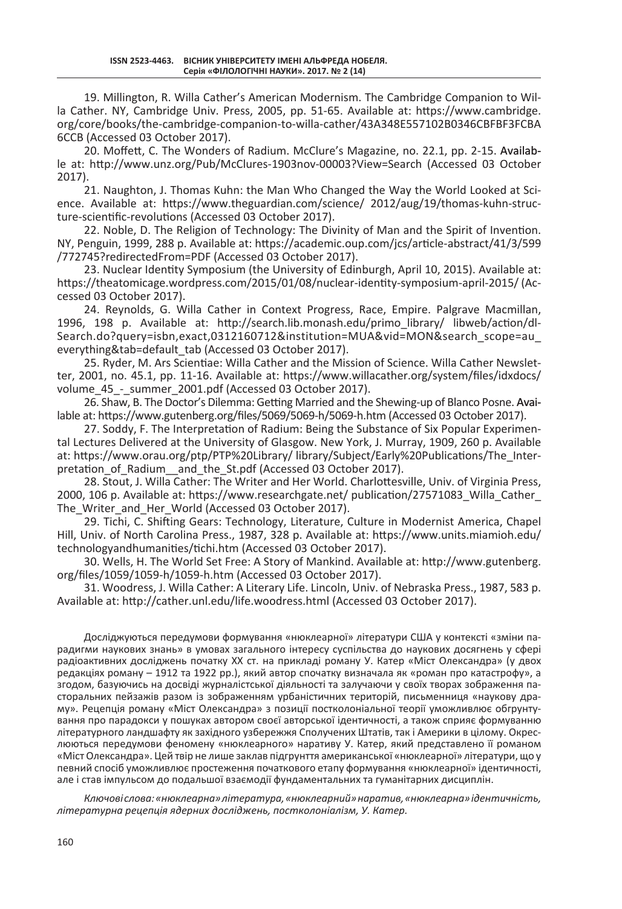19. Millington, R. Willa Cather's American Modernism. The Cambridge Companion to Willa Cather. NY, Cambridge Univ. Press, 2005, pp. 51-65. Available at: https://www.cambridge.org/core/books/the-cambridge-companion-to-willa-cather/43A348E557102B0346CBFBF3FCBA6CCB (Accessed 03 October 2017).

20. Moffett, C. The Wonders of Radium. McClure's Magazine, no. 22.1, pp. 2-15. Available at: http://www.unz.org/Pub/McClures-1903nov-00003?View=Search (Accessed 03 October 2017).

21. Naughton, J. Thomas Kuhn: the Man Who Changed the Way the World Looked at Science. Available at: https://www.theguardian.com/science/ 2012/aug/19/thomas-kuhn-structure-scientific-revolutions (Accessed 03 October 2017).

22. Noble, D. The Religion of Technology: The Divinity of Man and the Spirit of Invention. NY, Penguin, 1999, 288 p. Available at: https://academic.oup.com/jcs/article-abstract/41/3/599/772745?redirectedFrom=PDF (Accessed 03 October 2017).

23. Nuclear Identity Symposium (the University of Edinburgh, April 10, 2015). Available at: https://theatomicage.wordpress.com/2015/01/08/nuclear-identity-symposium-april-2015/ (Accessed 03 October 2017).

24. Reynolds, G. Willa Cather in Context Progress, Race, Empire. Palgrave Macmillan, 1996, 198 p. Available at: http://search.lib.monash.edu/primo_library/ libweb/action/dlSearch.do?query=isbn,exact,0312160712&institution=MUA&vid=MON&search_scope=au_everything&tab=default_tab (Accessed 03 October 2017).

25. Ryder, M. Ars Scientiae: Willa Cather and the Mission of Science. Willa Cather Newsletter, 2001, no. 45.1, pp. 11-16. Available at: https://www.willacather.org/system/files/idxdocs/volume_45_-_summer_2001.pdf (Accessed 03 October 2017).

26. Shaw, B. The Doctor's Dilemma: Getting Married and the Shewing-up of Blanco Posne. Available at: https://www.gutenberg.org/files/5069/5069-h/5069-h.htm (Accessed 03 October 2017).

27. Soddy, F. The Interpretation of Radium: Being the Substance of Six Popular Experimental Lectures Delivered at the University of Glasgow. New York, J. Murray, 1909, 260 p. Available at: https://www.orau.org/ptp/PTP%20Library/ library/Subject/Early%20Publications/The_Interpretation_of_Radium__and_the_St.pdf (Accessed 03 October 2017).

28. Stout, J. Willa Cather: The Writer and Her World. Charlottesville, Univ. of Virginia Press, 2000, 106 p. Available at: https://www.researchgate.net/ publication/27571083_Willa_Cather_The_Writer_and_Her_World (Accessed 03 October 2017).

29. Tichi, C. Shifting Gears: Technology, Literature, Culture in Modernist America, Chapel Hill, Univ. of North Carolina Press., 1987, 328 p. Available at: https://www.units.miamioh.edu/technologyandhumanities/tichi.htm (Accessed 03 October 2017).

30. Wells, H. The World Set Free: A Story of Mankind. Available at: http://www.gutenberg.org/files/1059/1059-h/1059-h.htm (Accessed 03 October 2017).

31. Woodress, J. Willa Cather: A Literary Life. Lincoln, Univ. of Nebraska Press., 1987, 583 p. Available at: http://cather.unl.edu/life.woodress.html (Accessed 03 October 2017).

Досліджуються передумови формування «нюклеарної» літератури США у контексті «зміни парадигми наукових знань» в умовах загального інтересу суспільства до наукових досягнень у сфері радіоактивних досліджень початку ХХ ст. на прикладі роману У. Катер «Міст Олександра» (у двох редакціях роману – 1912 та 1922 рр.), який автор спочатку визначала як «роман про катастрофу», а згодом, базуючись на досвіді журналістської діяльності та залучаючи у своїх творах зображення пасторальних пейзажів разом із зображенням урбаністичних територій, письменниця «наукову драму». Рецепція роману «Міст Олександра» з позиції постколоніальної теорії уможливлює обґрунтування про парадокси у пошуках автором своєї авторської ідентичності, а також сприяє формуванню літературного ландшафту як західного узбережжя Сполучених Штатів, так і Америки в цілому. Окреслюються передумови феномену «нюклеарного» наративу У. Катер, який представлено її романом «Міст Олександра». Цей твір не лише заклав підґрунття американської «нюклеарної» літератури, що у певний спосіб уможливлює простеження початкового етапу формування «нюклеарної» ідентичності, але і став імпульсом до подальшої взаємодії фундаментальних та гуманітарних дисциплін.

*Ключові слова: «нюклеарна» література, «нюклеарний» наратив, «нюклеарна» ідентичність, літературна рецепція ядерних досліджень, постколоніалізм, У. Катер.*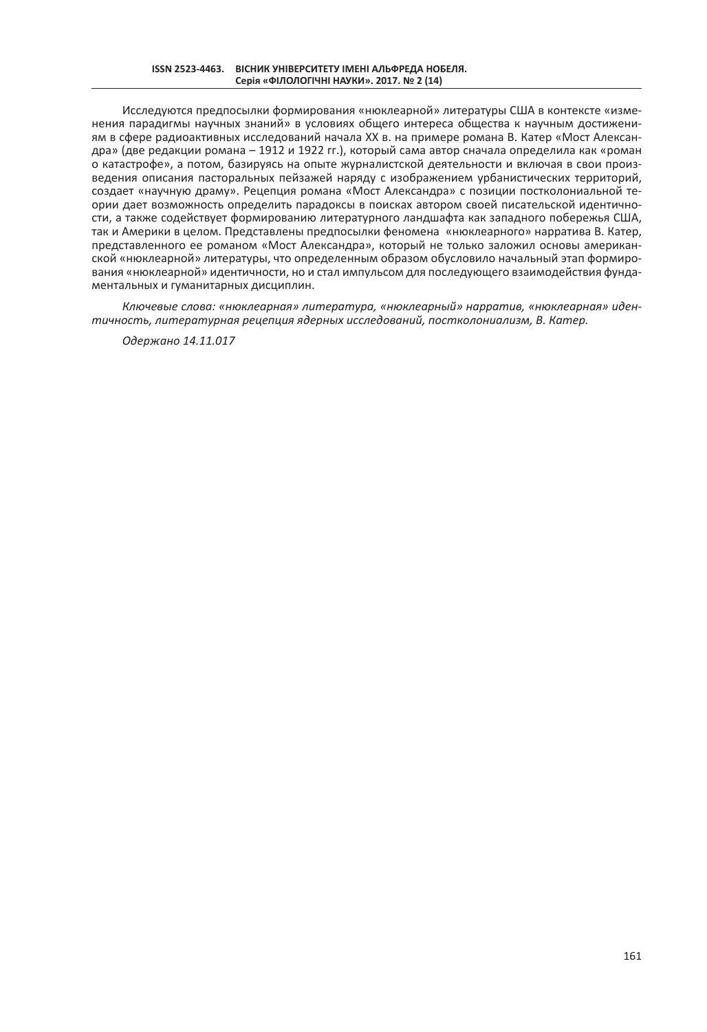Исследуются предпосылки формирования «нюклеарной» литературы США в контексте «изменения парадигмы научных знаний» в условиях общего интереса общества к научным достижениям в сфере радиоактивных исследований начала XX в. на примере романа В. Катер «Мост Александра» (две редакции романа – 1912 и 1922 гг.), который сама автор сначала определила как «роман о катастрофе», а потом, базируясь на опыте журналистской деятельности и включая в свои произведения описания пасторальных пейзажей наряду с изображением урбанистических территорий, создает «научную драму». Рецепция романа «Мост Александра» с позиции постколониальной теории дает возможность определить парадоксы в поисках автором своей писательской идентичности, а также содействует формированию литературного ландшафта как западного побережья США, так и Америки в целом. Представлены предпосылки феномена «нюклеарного» нарратива В. Катер, представленного ее романом «Мост Александра», который не только заложил основы американской «нюклеарной» литературы, что определенным образом обусловило начальный этап формирования «нюклеарной» идентичности, но и стал импульсом для последующего взаимодействия фундаментальных и гуманитарных дисциплин.

*Ключевые слова: «нюклеарная» литература, «нюклеарный» нарратив, «нюклеарная» идентичность, литературная рецепция ядерных исследований, постколониализм, В. Катер.*

*Одержано 14.11.017*